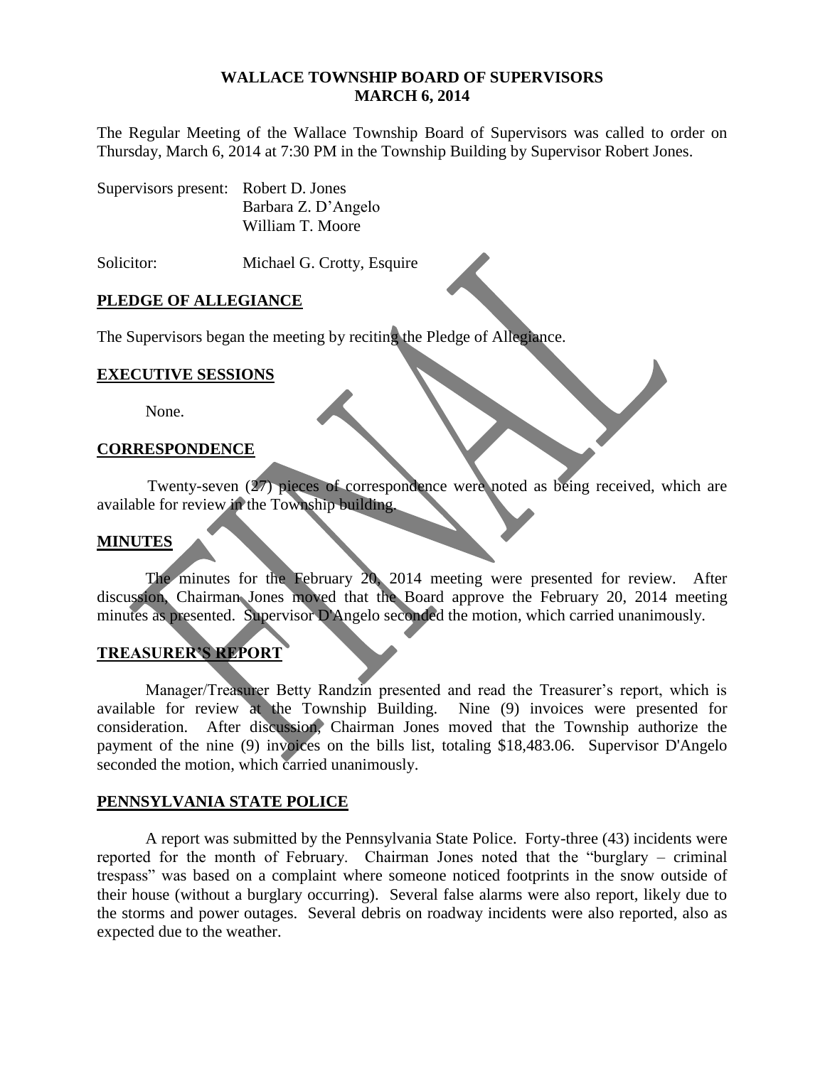**WALLACE TOWNSHIP BOARD OF SUPERVISORS**
**MARCH 6, 2014**

The Regular Meeting of the Wallace Township Board of Supervisors was called to order on Thursday, March 6, 2014 at 7:30 PM in the Township Building by Supervisor Robert Jones.

Supervisors present: Robert D. Jones
Barbara Z. D'Angelo
William T. Moore

Solicitor: Michael G. Crotty, Esquire

## PLEDGE OF ALLEGIANCE

The Supervisors began the meeting by reciting the Pledge of Allegiance.

## EXECUTIVE SESSIONS

None.

## CORRESPONDENCE

Twenty-seven (27) pieces of correspondence were noted as being received, which are available for review in the Township building.

## MINUTES

The minutes for the February 20, 2014 meeting were presented for review. After discussion, Chairman Jones moved that the Board approve the February 20, 2014 meeting minutes as presented. Supervisor D'Angelo seconded the motion, which carried unanimously.

## TREASURER'S REPORT

Manager/Treasurer Betty Randzin presented and read the Treasurer's report, which is available for review at the Township Building. Nine (9) invoices were presented for consideration. After discussion, Chairman Jones moved that the Township authorize the payment of the nine (9) invoices on the bills list, totaling $18,483.06. Supervisor D'Angelo seconded the motion, which carried unanimously.

## PENNSYLVANIA STATE POLICE

A report was submitted by the Pennsylvania State Police. Forty-three (43) incidents were reported for the month of February. Chairman Jones noted that the "burglary – criminal trespass" was based on a complaint where someone noticed footprints in the snow outside of their house (without a burglary occurring). Several false alarms were also report, likely due to the storms and power outages. Several debris on roadway incidents were also reported, also as expected due to the weather.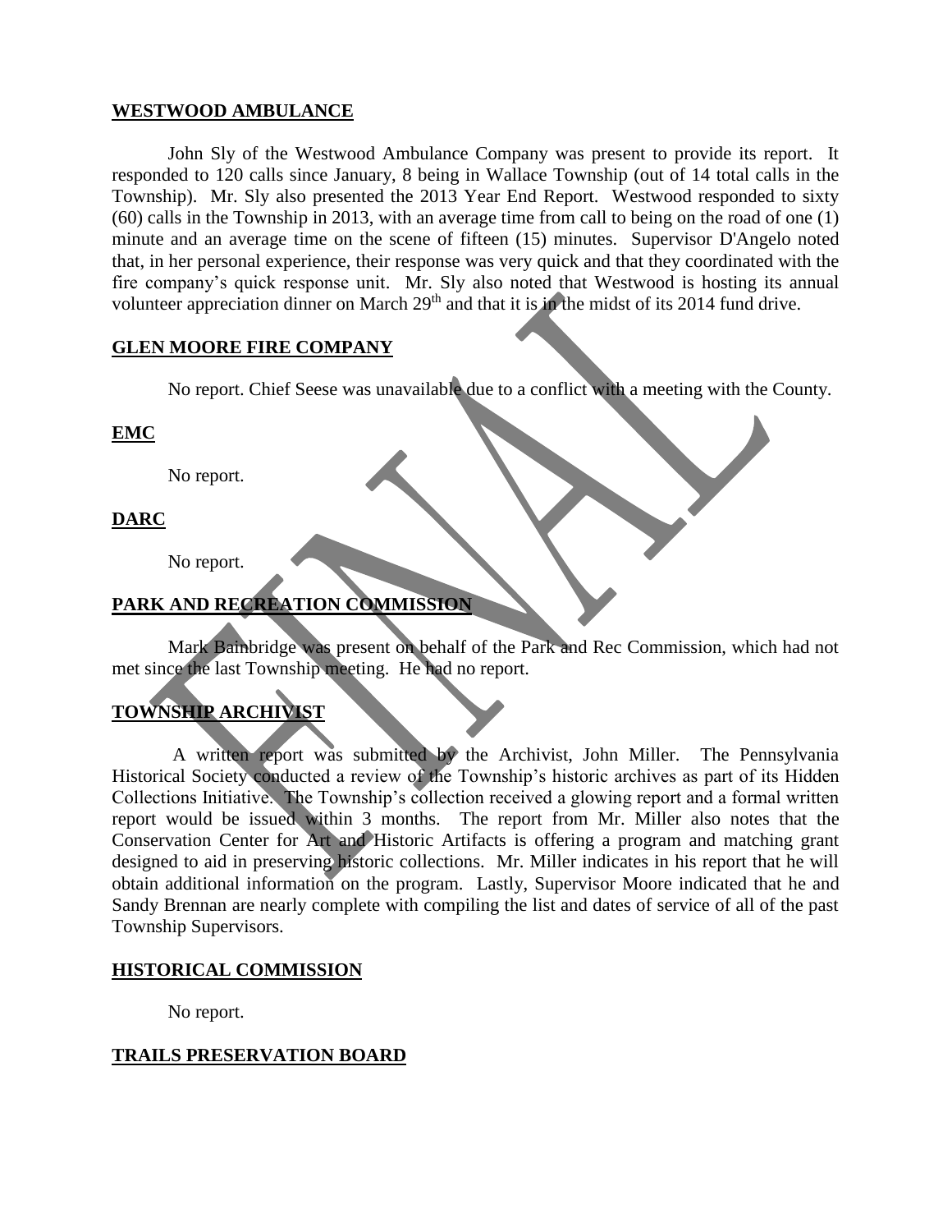## WESTWOOD AMBULANCE

John Sly of the Westwood Ambulance Company was present to provide its report. It responded to 120 calls since January, 8 being in Wallace Township (out of 14 total calls in the Township). Mr. Sly also presented the 2013 Year End Report. Westwood responded to sixty (60) calls in the Township in 2013, with an average time from call to being on the road of one (1) minute and an average time on the scene of fifteen (15) minutes. Supervisor D'Angelo noted that, in her personal experience, their response was very quick and that they coordinated with the fire company's quick response unit. Mr. Sly also noted that Westwood is hosting its annual volunteer appreciation dinner on March 29th and that it is in the midst of its 2014 fund drive.

## GLEN MOORE FIRE COMPANY

No report. Chief Seese was unavailable due to a conflict with a meeting with the County.

## EMC

No report.

## DARC

No report.

## PARK AND RECREATION COMMISSION

Mark Bainbridge was present on behalf of the Park and Rec Commission, which had not met since the last Township meeting. He had no report.

## TOWNSHIP ARCHIVIST

A written report was submitted by the Archivist, John Miller. The Pennsylvania Historical Society conducted a review of the Township's historic archives as part of its Hidden Collections Initiative. The Township's collection received a glowing report and a formal written report would be issued within 3 months. The report from Mr. Miller also notes that the Conservation Center for Art and Historic Artifacts is offering a program and matching grant designed to aid in preserving historic collections. Mr. Miller indicates in his report that he will obtain additional information on the program. Lastly, Supervisor Moore indicated that he and Sandy Brennan are nearly complete with compiling the list and dates of service of all of the past Township Supervisors.

## HISTORICAL COMMISSION

No report.

## TRAILS PRESERVATION BOARD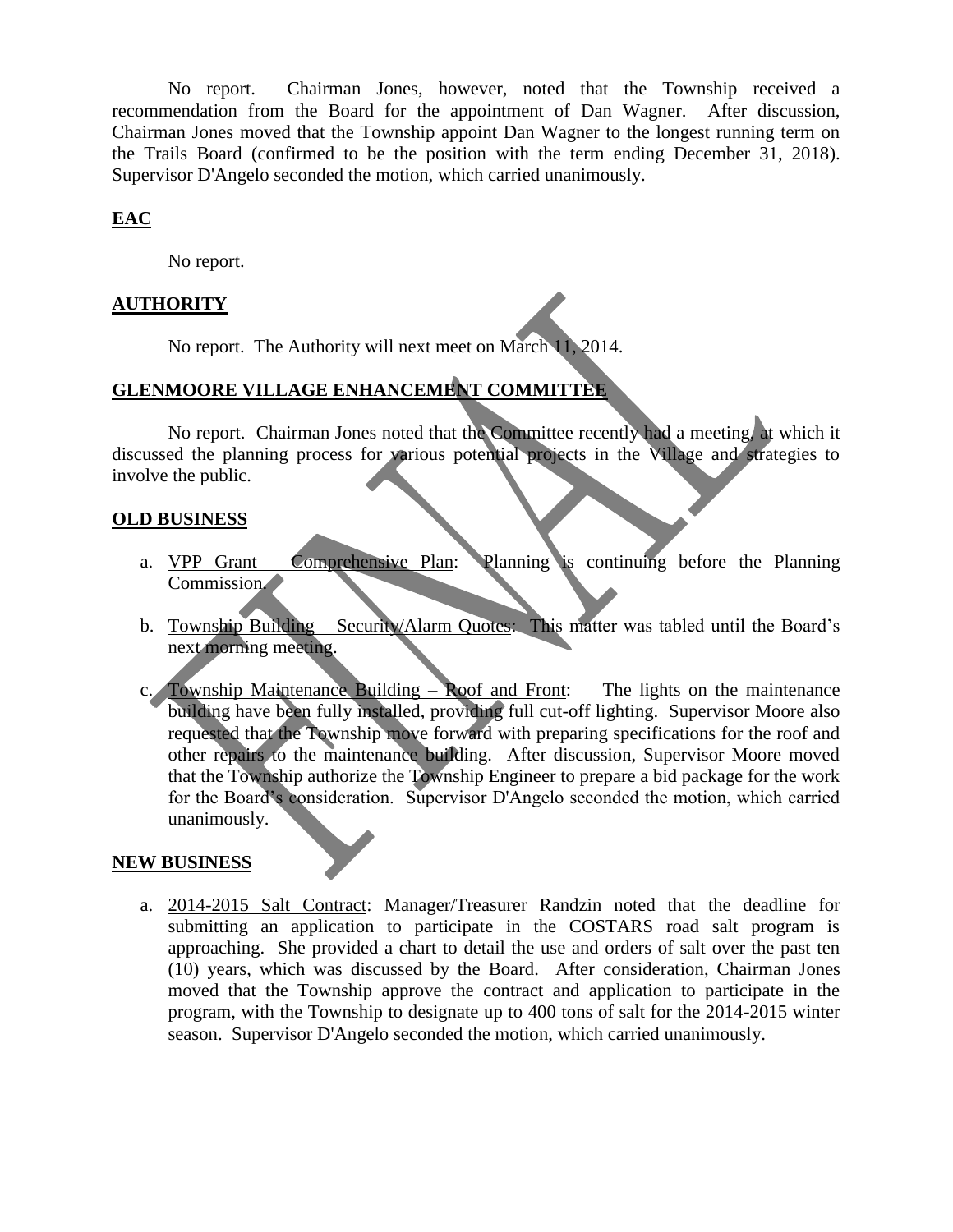No report. Chairman Jones, however, noted that the Township received a recommendation from the Board for the appointment of Dan Wagner. After discussion, Chairman Jones moved that the Township appoint Dan Wagner to the longest running term on the Trails Board (confirmed to be the position with the term ending December 31, 2018). Supervisor D'Angelo seconded the motion, which carried unanimously.

## EAC

No report.

## AUTHORITY

No report. The Authority will next meet on March 11, 2014.

## GLENMOORE VILLAGE ENHANCEMENT COMMITTEE

No report. Chairman Jones noted that the Committee recently had a meeting, at which it discussed the planning process for various potential projects in the Village and strategies to involve the public.

## OLD BUSINESS

a. VPP Grant – Comprehensive Plan: Planning is continuing before the Planning Commission.

b. Township Building – Security/Alarm Quotes: This matter was tabled until the Board's next morning meeting.

c. Township Maintenance Building – Roof and Front: The lights on the maintenance building have been fully installed, providing full cut-off lighting. Supervisor Moore also requested that the Township move forward with preparing specifications for the roof and other repairs to the maintenance building. After discussion, Supervisor Moore moved that the Township authorize the Township Engineer to prepare a bid package for the work for the Board's consideration. Supervisor D'Angelo seconded the motion, which carried unanimously.

## NEW BUSINESS

a. 2014-2015 Salt Contract: Manager/Treasurer Randzin noted that the deadline for submitting an application to participate in the COSTARS road salt program is approaching. She provided a chart to detail the use and orders of salt over the past ten (10) years, which was discussed by the Board. After consideration, Chairman Jones moved that the Township approve the contract and application to participate in the program, with the Township to designate up to 400 tons of salt for the 2014-2015 winter season. Supervisor D'Angelo seconded the motion, which carried unanimously.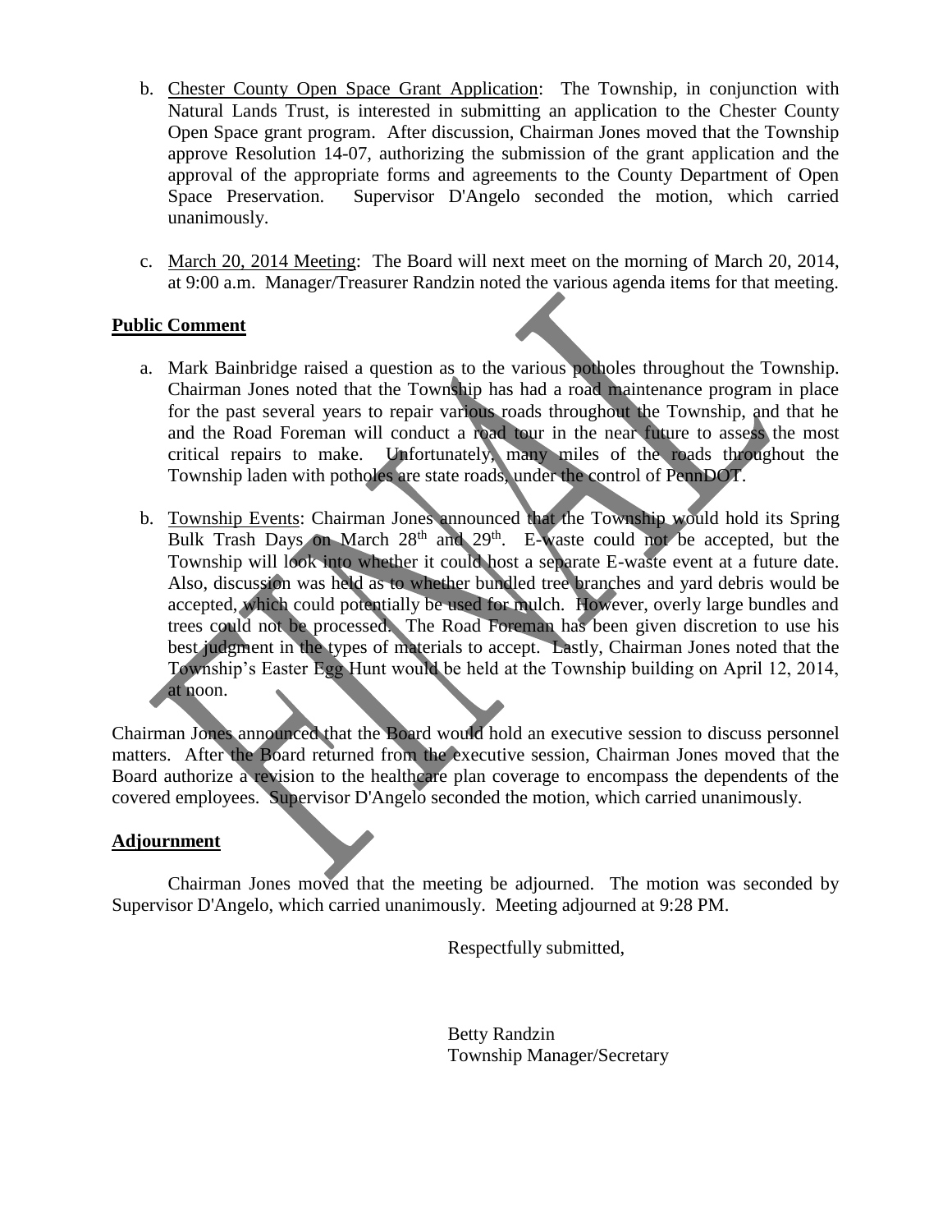b. Chester County Open Space Grant Application: The Township, in conjunction with Natural Lands Trust, is interested in submitting an application to the Chester County Open Space grant program. After discussion, Chairman Jones moved that the Township approve Resolution 14-07, authorizing the submission of the grant application and the approval of the appropriate forms and agreements to the County Department of Open Space Preservation. Supervisor D'Angelo seconded the motion, which carried unanimously.

c. March 20, 2014 Meeting: The Board will next meet on the morning of March 20, 2014, at 9:00 a.m. Manager/Treasurer Randzin noted the various agenda items for that meeting.

**Public Comment**

a. Mark Bainbridge raised a question as to the various potholes throughout the Township. Chairman Jones noted that the Township has had a road maintenance program in place for the past several years to repair various roads throughout the Township, and that he and the Road Foreman will conduct a road tour in the near future to assess the most critical repairs to make. Unfortunately, many miles of the roads throughout the Township laden with potholes are state roads, under the control of PennDOT.

b. Township Events: Chairman Jones announced that the Township would hold its Spring Bulk Trash Days on March 28th and 29th. E-waste could not be accepted, but the Township will look into whether it could host a separate E-waste event at a future date. Also, discussion was held as to whether bundled tree branches and yard debris would be accepted, which could potentially be used for mulch. However, overly large bundles and trees could not be processed. The Road Foreman has been given discretion to use his best judgment in the types of materials to accept. Lastly, Chairman Jones noted that the Township's Easter Egg Hunt would be held at the Township building on April 12, 2014, at noon.

Chairman Jones announced that the Board would hold an executive session to discuss personnel matters. After the Board returned from the executive session, Chairman Jones moved that the Board authorize a revision to the healthcare plan coverage to encompass the dependents of the covered employees. Supervisor D'Angelo seconded the motion, which carried unanimously.

**Adjournment**

Chairman Jones moved that the meeting be adjourned. The motion was seconded by Supervisor D'Angelo, which carried unanimously. Meeting adjourned at 9:28 PM.

Respectfully submitted,

Betty Randzin
Township Manager/Secretary

FINAL